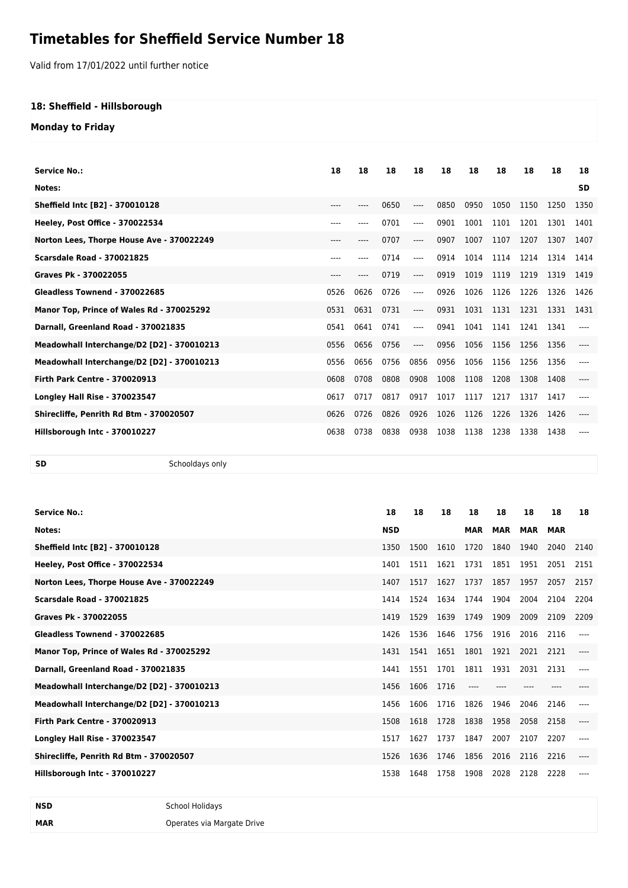# Timetables for Sheffield Service Number 18

Valid from 17/01/2022 until further notice

### 18: Sheffield - Hillsborough

### Monday to Friday

| Service No.: | 18 | 18 | 18 | 18 | 18 | 18 | 18 | 18 | 18 | 18 |
|---|---|---|---|---|---|---|---|---|---|---|
| Notes: | | | | | | | | | | SD |
| Sheffield Intc [B2] - 370010128 | ---- | ---- | 0650 | ---- | 0850 | 0950 | 1050 | 1150 | 1250 | 1350 |
| Heeley, Post Office - 370022534 | ---- | ---- | 0701 | ---- | 0901 | 1001 | 1101 | 1201 | 1301 | 1401 |
| Norton Lees, Thorpe House Ave - 370022249 | ---- | ---- | 0707 | ---- | 0907 | 1007 | 1107 | 1207 | 1307 | 1407 |
| Scarsdale Road - 370021825 | ---- | ---- | 0714 | ---- | 0914 | 1014 | 1114 | 1214 | 1314 | 1414 |
| Graves Pk - 370022055 | ---- | ---- | 0719 | ---- | 0919 | 1019 | 1119 | 1219 | 1319 | 1419 |
| Gleadless Townend - 370022685 | 0526 | 0626 | 0726 | ---- | 0926 | 1026 | 1126 | 1226 | 1326 | 1426 |
| Manor Top, Prince of Wales Rd - 370025292 | 0531 | 0631 | 0731 | ---- | 0931 | 1031 | 1131 | 1231 | 1331 | 1431 |
| Darnall, Greenland Road - 370021835 | 0541 | 0641 | 0741 | ---- | 0941 | 1041 | 1141 | 1241 | 1341 | ---- |
| Meadowhall Interchange/D2 [D2] - 370010213 | 0556 | 0656 | 0756 | ---- | 0956 | 1056 | 1156 | 1256 | 1356 | ---- |
| Meadowhall Interchange/D2 [D2] - 370010213 | 0556 | 0656 | 0756 | 0856 | 0956 | 1056 | 1156 | 1256 | 1356 | ---- |
| Firth Park Centre - 370020913 | 0608 | 0708 | 0808 | 0908 | 1008 | 1108 | 1208 | 1308 | 1408 | ---- |
| Longley Hall Rise - 370023547 | 0617 | 0717 | 0817 | 0917 | 1017 | 1117 | 1217 | 1317 | 1417 | ---- |
| Shirecliffe, Penrith Rd Btm - 370020507 | 0626 | 0726 | 0826 | 0926 | 1026 | 1126 | 1226 | 1326 | 1426 | ---- |
| Hillsborough Intc - 370010227 | 0638 | 0738 | 0838 | 0938 | 1038 | 1138 | 1238 | 1338 | 1438 | ---- |

| | |
|---|---|
| SD | Schooldays only |

| Service No.: | 18 | 18 | 18 | 18 | 18 | 18 | 18 | 18 |
|---|---|---|---|---|---|---|---|---|
| Notes: | NSD | | | MAR | MAR | MAR | MAR | |
| Sheffield Intc [B2] - 370010128 | 1350 | 1500 | 1610 | 1720 | 1840 | 1940 | 2040 | 2140 |
| Heeley, Post Office - 370022534 | 1401 | 1511 | 1621 | 1731 | 1851 | 1951 | 2051 | 2151 |
| Norton Lees, Thorpe House Ave - 370022249 | 1407 | 1517 | 1627 | 1737 | 1857 | 1957 | 2057 | 2157 |
| Scarsdale Road - 370021825 | 1414 | 1524 | 1634 | 1744 | 1904 | 2004 | 2104 | 2204 |
| Graves Pk - 370022055 | 1419 | 1529 | 1639 | 1749 | 1909 | 2009 | 2109 | 2209 |
| Gleadless Townend - 370022685 | 1426 | 1536 | 1646 | 1756 | 1916 | 2016 | 2116 | ---- |
| Manor Top, Prince of Wales Rd - 370025292 | 1431 | 1541 | 1651 | 1801 | 1921 | 2021 | 2121 | ---- |
| Darnall, Greenland Road - 370021835 | 1441 | 1551 | 1701 | 1811 | 1931 | 2031 | 2131 | ---- |
| Meadowhall Interchange/D2 [D2] - 370010213 | 1456 | 1606 | 1716 | ---- | ---- | ---- | ---- | ---- |
| Meadowhall Interchange/D2 [D2] - 370010213 | 1456 | 1606 | 1716 | 1826 | 1946 | 2046 | 2146 | ---- |
| Firth Park Centre - 370020913 | 1508 | 1618 | 1728 | 1838 | 1958 | 2058 | 2158 | ---- |
| Longley Hall Rise - 370023547 | 1517 | 1627 | 1737 | 1847 | 2007 | 2107 | 2207 | ---- |
| Shirecliffe, Penrith Rd Btm - 370020507 | 1526 | 1636 | 1746 | 1856 | 2016 | 2116 | 2216 | ---- |
| Hillsborough Intc - 370010227 | 1538 | 1648 | 1758 | 1908 | 2028 | 2128 | 2228 | ---- |

| | |
|---|---|
| NSD | School Holidays |
| MAR | Operates via Margate Drive |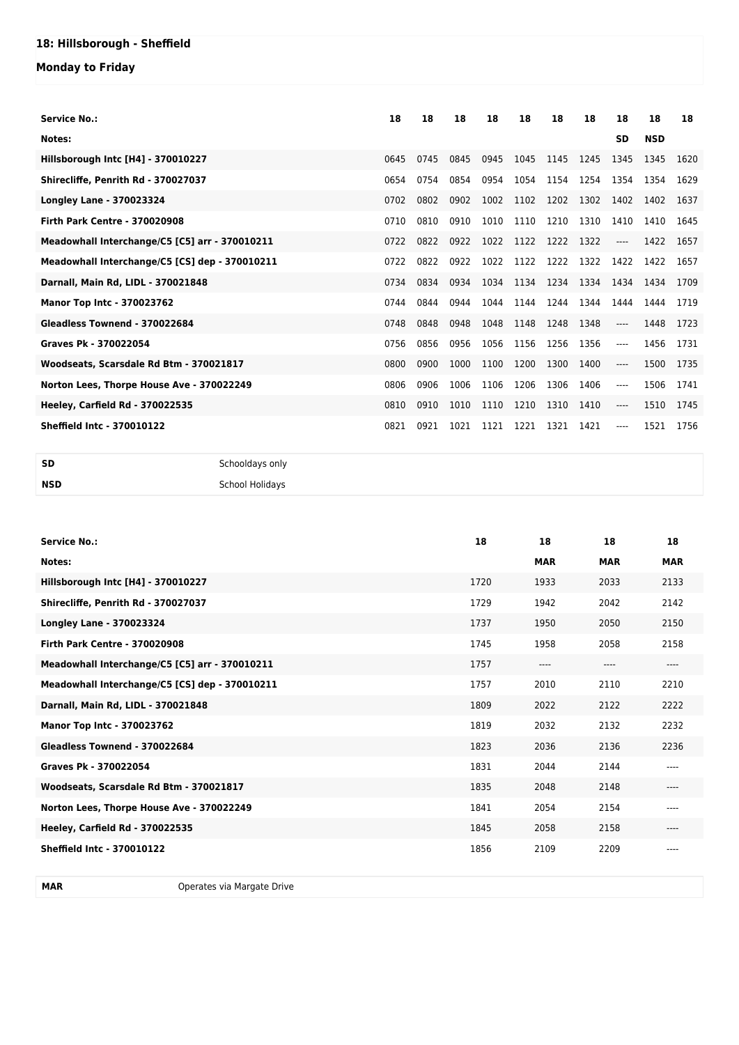## 18: Hillsborough - Sheffield

### Monday to Friday

| Service No.: | 18 | 18 | 18 | 18 | 18 | 18 | 18 | 18 | 18 | 18 |
|---|---|---|---|---|---|---|---|---|---|---|
| Notes: | | | | | | | | SD | NSD | |
| Hillsborough Intc [H4] - 370010227 | 0645 | 0745 | 0845 | 0945 | 1045 | 1145 | 1245 | 1345 | 1345 | 1620 |
| Shirecliffe, Penrith Rd - 370027037 | 0654 | 0754 | 0854 | 0954 | 1054 | 1154 | 1254 | 1354 | 1354 | 1629 |
| Longley Lane - 370023324 | 0702 | 0802 | 0902 | 1002 | 1102 | 1202 | 1302 | 1402 | 1402 | 1637 |
| Firth Park Centre - 370020908 | 0710 | 0810 | 0910 | 1010 | 1110 | 1210 | 1310 | 1410 | 1410 | 1645 |
| Meadowhall Interchange/C5 [C5] arr - 370010211 | 0722 | 0822 | 0922 | 1022 | 1122 | 1222 | 1322 | ---- | 1422 | 1657 |
| Meadowhall Interchange/C5 [C5] dep - 370010211 | 0722 | 0822 | 0922 | 1022 | 1122 | 1222 | 1322 | 1422 | 1422 | 1657 |
| Darnall, Main Rd, LIDL - 370021848 | 0734 | 0834 | 0934 | 1034 | 1134 | 1234 | 1334 | 1434 | 1434 | 1709 |
| Manor Top Intc - 370023762 | 0744 | 0844 | 0944 | 1044 | 1144 | 1244 | 1344 | 1444 | 1444 | 1719 |
| Gleadless Townend - 370022684 | 0748 | 0848 | 0948 | 1048 | 1148 | 1248 | 1348 | ---- | 1448 | 1723 |
| Graves Pk - 370022054 | 0756 | 0856 | 0956 | 1056 | 1156 | 1256 | 1356 | ---- | 1456 | 1731 |
| Woodseats, Scarsdale Rd Btm - 370021817 | 0800 | 0900 | 1000 | 1100 | 1200 | 1300 | 1400 | ---- | 1500 | 1735 |
| Norton Lees, Thorpe House Ave - 370022249 | 0806 | 0906 | 1006 | 1106 | 1206 | 1306 | 1406 | ---- | 1506 | 1741 |
| Heeley, Carfield Rd - 370022535 | 0810 | 0910 | 1010 | 1110 | 1210 | 1310 | 1410 | ---- | 1510 | 1745 |
| Sheffield Intc - 370010122 | 0821 | 0921 | 1021 | 1121 | 1221 | 1321 | 1421 | ---- | 1521 | 1756 |

| | |
|---|---|
| **SD** | Schooldays only |
| **NSD** | School Holidays |

| Service No.: | 18 | 18 | 18 | 18 |
|---|---|---|---|---|
| Notes: | | MAR | MAR | MAR |
| Hillsborough Intc [H4] - 370010227 | 1720 | 1933 | 2033 | 2133 |
| Shirecliffe, Penrith Rd - 370027037 | 1729 | 1942 | 2042 | 2142 |
| Longley Lane - 370023324 | 1737 | 1950 | 2050 | 2150 |
| Firth Park Centre - 370020908 | 1745 | 1958 | 2058 | 2158 |
| Meadowhall Interchange/C5 [C5] arr - 370010211 | 1757 | ---- | ---- | ---- |
| Meadowhall Interchange/C5 [C5] dep - 370010211 | 1757 | 2010 | 2110 | 2210 |
| Darnall, Main Rd, LIDL - 370021848 | 1809 | 2022 | 2122 | 2222 |
| Manor Top Intc - 370023762 | 1819 | 2032 | 2132 | 2232 |
| Gleadless Townend - 370022684 | 1823 | 2036 | 2136 | 2236 |
| Graves Pk - 370022054 | 1831 | 2044 | 2144 | ---- |
| Woodseats, Scarsdale Rd Btm - 370021817 | 1835 | 2048 | 2148 | ---- |
| Norton Lees, Thorpe House Ave - 370022249 | 1841 | 2054 | 2154 | ---- |
| Heeley, Carfield Rd - 370022535 | 1845 | 2058 | 2158 | ---- |
| Sheffield Intc - 370010122 | 1856 | 2109 | 2209 | ---- |

| | |
|---|---|
| **MAR** | Operates via Margate Drive |